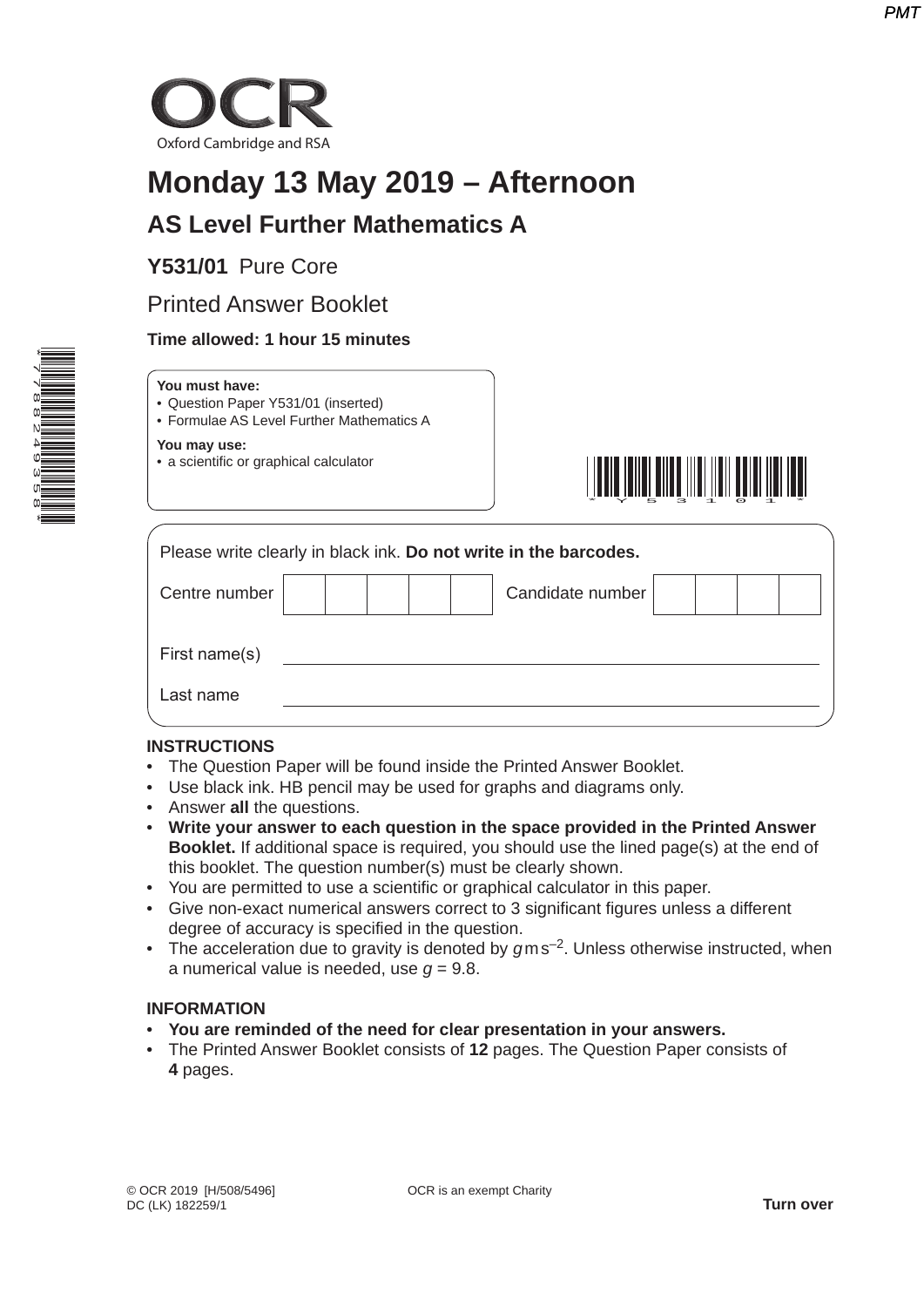OCR

Oxford Cambridge and RSA

# Monday 13 May 2019 – Afternoon

## AS Level Further Mathematics A

**Y531/01** Pure Core

Printed Answer Booklet

**Time allowed: 1 hour 15 minutes**

**You must have:**
- Question Paper Y531/01 (inserted)
- Formulae AS Level Further Mathematics A

**You may use:**
- a scientific or graphical calculator

Please write clearly in black ink. **Do not write in the barcodes.**

| Centre number | | | | | | Candidate number | | | | |
|---|---|---|---|---|---|---|---|---|---|---|

First name(s) ______________________

Last name ______________________

**INSTRUCTIONS**
- The Question Paper will be found inside the Printed Answer Booklet.
- Use black ink. HB pencil may be used for graphs and diagrams only.
- Answer **all** the questions.
- **Write your answer to each question in the space provided in the Printed Answer Booklet.** If additional space is required, you should use the lined page(s) at the end of this booklet. The question number(s) must be clearly shown.
- You are permitted to use a scientific or graphical calculator in this paper.
- Give non-exact numerical answers correct to 3 significant figures unless a different degree of accuracy is specified in the question.
- The acceleration due to gravity is denoted by $g\,\text{m}\,\text{s}^{-2}$. Unless otherwise instructed, when a numerical value is needed, use $g = 9.8$.

**INFORMATION**
- **You are reminded of the need for clear presentation in your answers.**
- The Printed Answer Booklet consists of **12** pages. The Question Paper consists of **4** pages.

© OCR 2019 [H/508/5496]
DC (LK) 182259/1

OCR is an exempt Charity

**Turn over**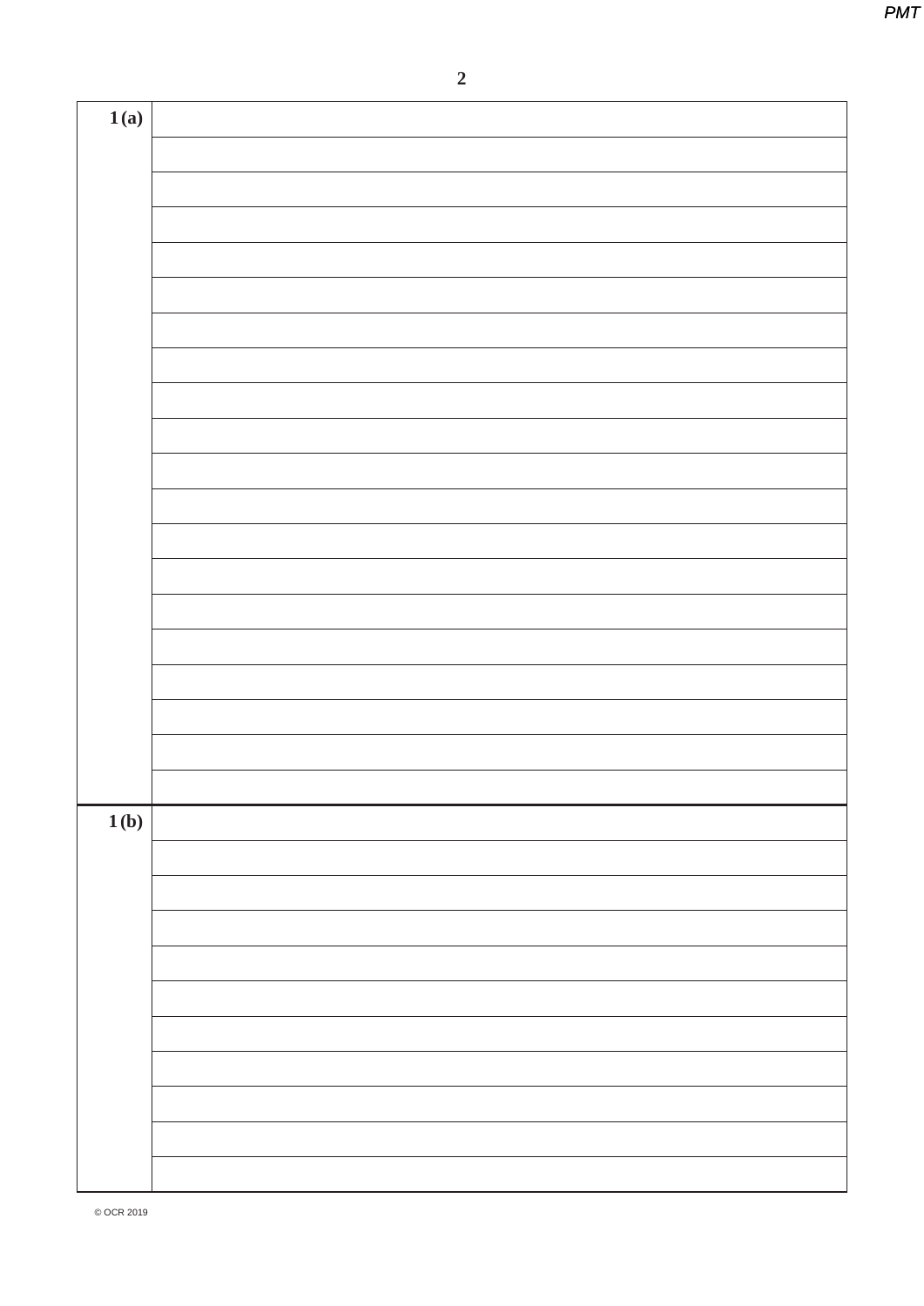| 1(a) | |
|---|---|
| | |
| | |
| | |
| | |
| | |
| | |
| | |
| | |
| | |
| | |
| | |
| | |
| | |
| | |
| | |
| | |
| | |
| | |
| | |
| **1(b)** | |
| | |
| | |
| | |
| | |
| | |
| | |
| | |
| | |
| | |
| | |

© OCR 2019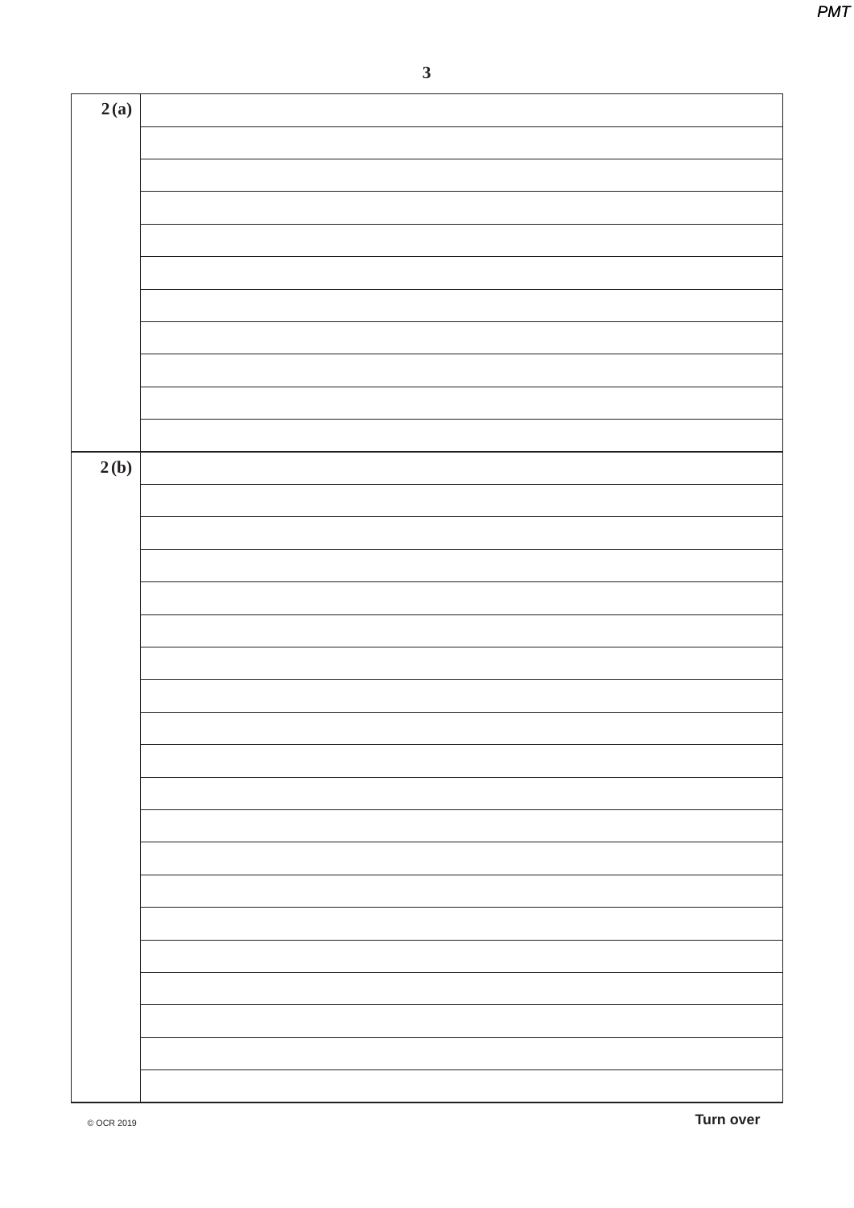| | |
|---|---|
| **2 (a)** | |
| | |
| | |
| | |
| | |
| | |
| | |
| | |
| | |
| | |
| | |
| **2 (b)** | |
| | |
| | |
| | |
| | |
| | |
| | |
| | |
| | |
| | |
| | |
| | |
| | |
| | |
| | |
| | |
| | |
| | |
| | |
| | |

© OCR 2019

**Turn over**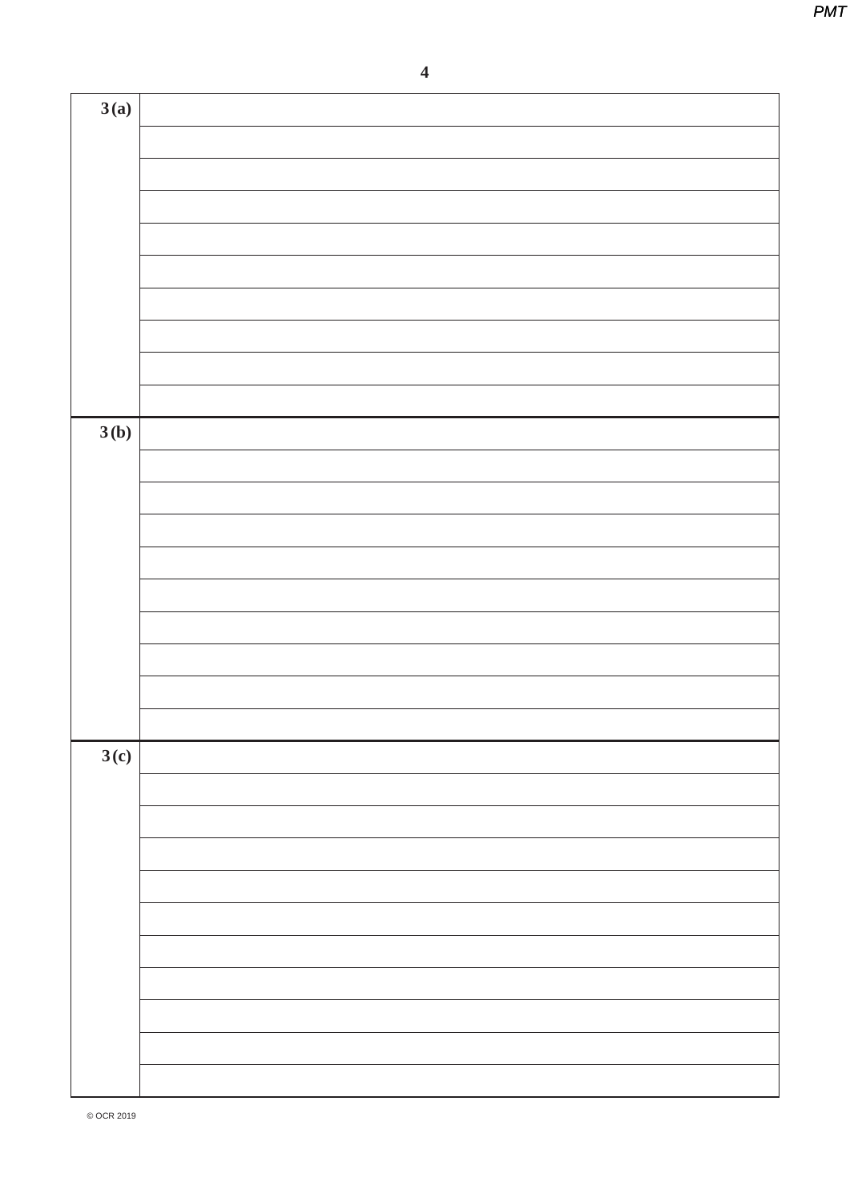| | |
|---|---|
| 3(a) | |
| | |
| | |
| | |
| | |
| | |
| | |
| | |
| | |
| | |
| 3(b) | |
| | |
| | |
| | |
| | |
| | |
| | |
| | |
| | |
| | |
| 3(c) | |
| | |
| | |
| | |
| | |
| | |
| | |
| | |
| | |
| | |
| | |

© OCR 2019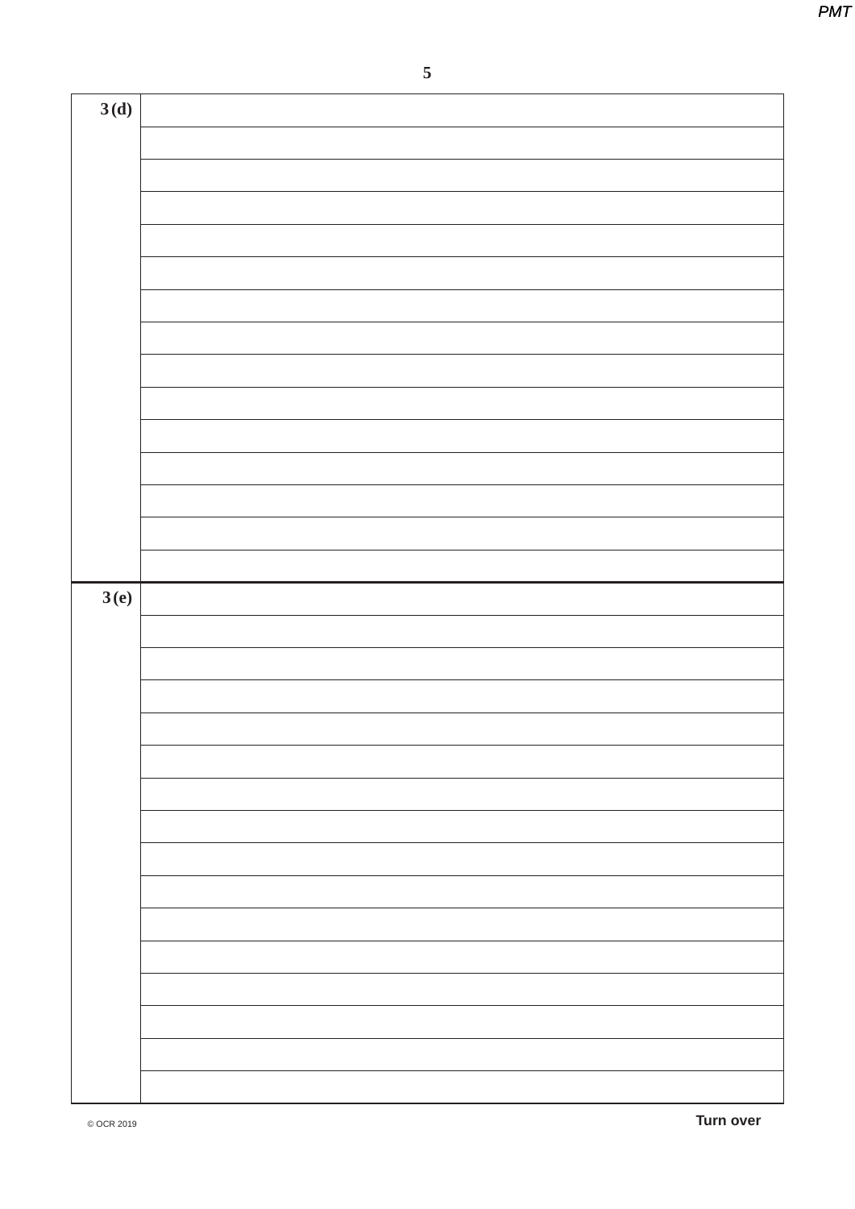| 3(d) | |
|---|---|
| | |
| | |
| | |
| | |
| | |
| | |
| | |
| | |
| | |
| | |
| | |
| | |
| | |
| | |
| 3(e) | |
| | |
| | |
| | |
| | |
| | |
| | |
| | |
| | |
| | |
| | |
| | |
| | |
| | |
| | |
| | |

Turn over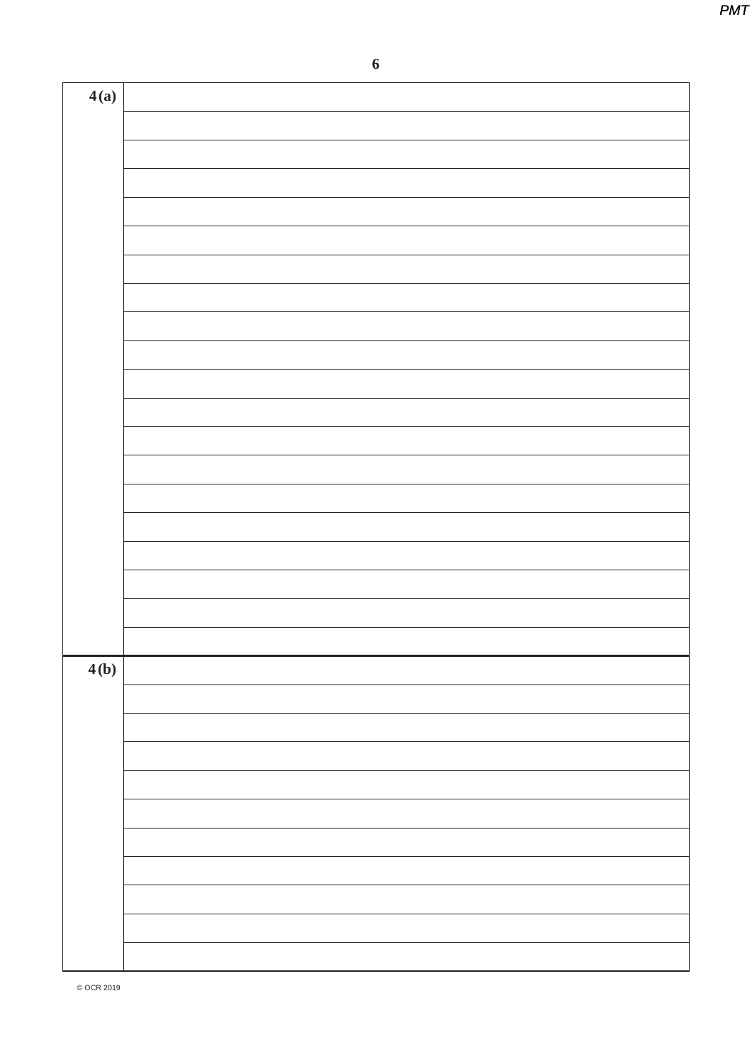| 4(a) | |
|---|---|
| | |
| | |
| | |
| | |
| | |
| | |
| | |
| | |
| | |
| | |
| | |
| | |
| | |
| | |
| | |
| | |
| | |
| | |
| | |
| **4(b)** | |
| | |
| | |
| | |
| | |
| | |
| | |
| | |
| | |
| | |
| | |

© OCR 2019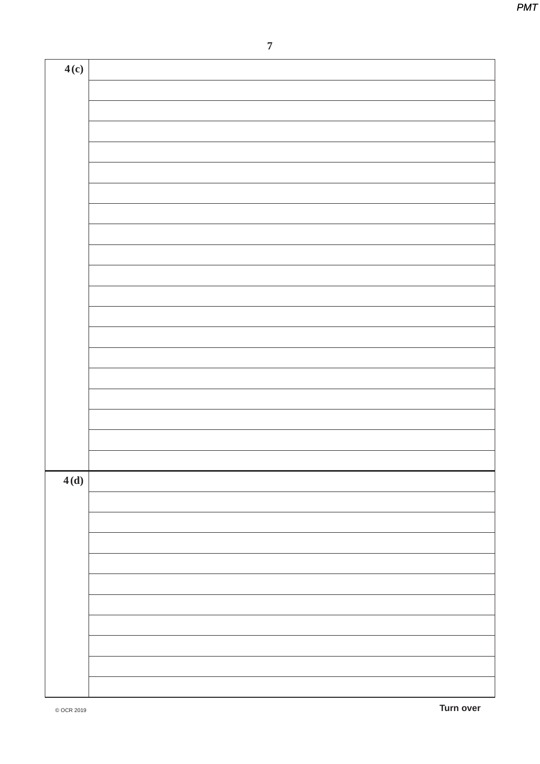4(c)

4(d)

Turn over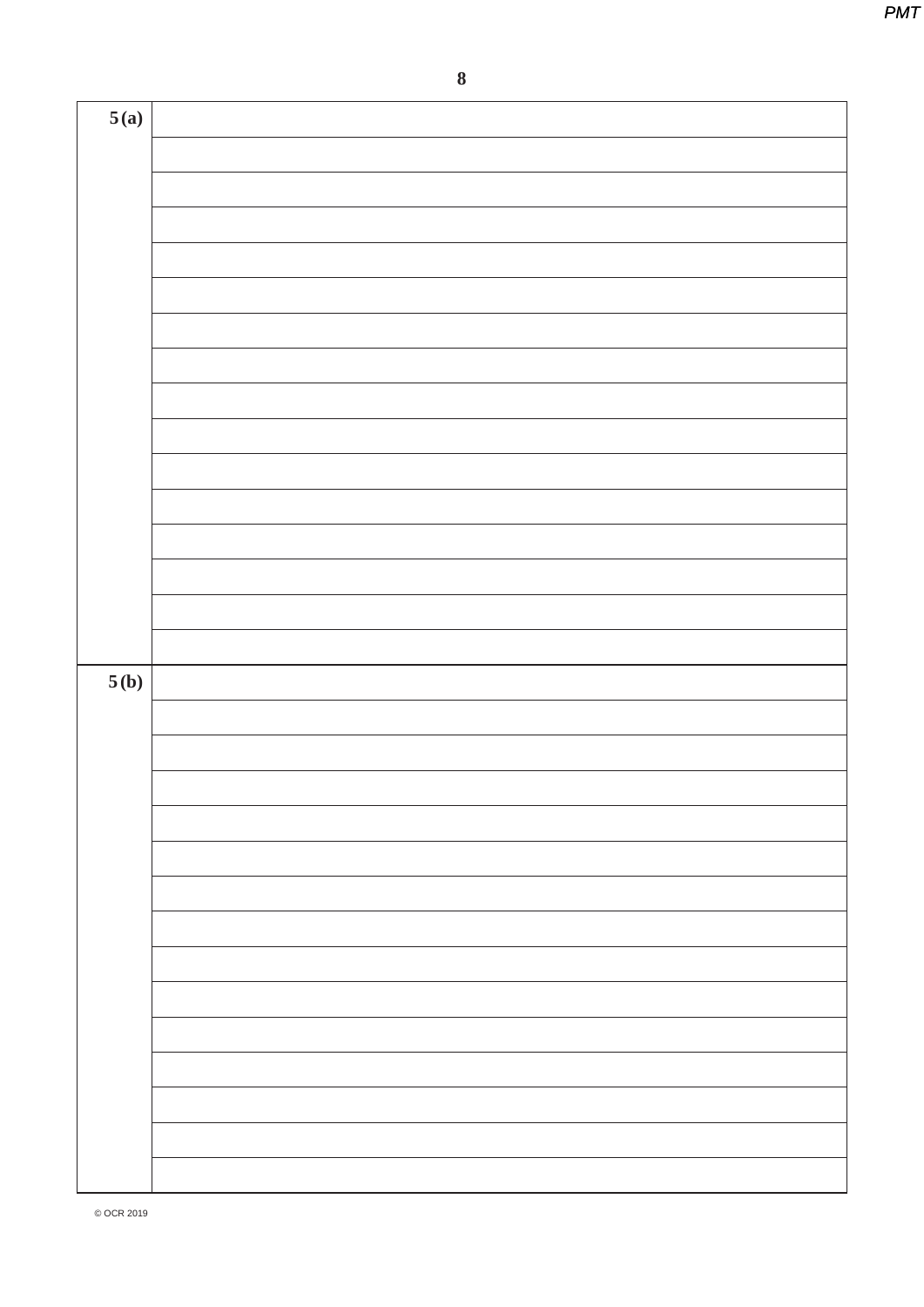| | |
|---|---|
| 5 (a) | |
| | |
| | |
| | |
| | |
| | |
| | |
| | |
| | |
| | |
| | |
| | |
| | |
| | |
| | |
| | |
| 5 (b) | |
| | |
| | |
| | |
| | |
| | |
| | |
| | |
| | |
| | |
| | |
| | |
| | |
| | |
| | |

© OCR 2019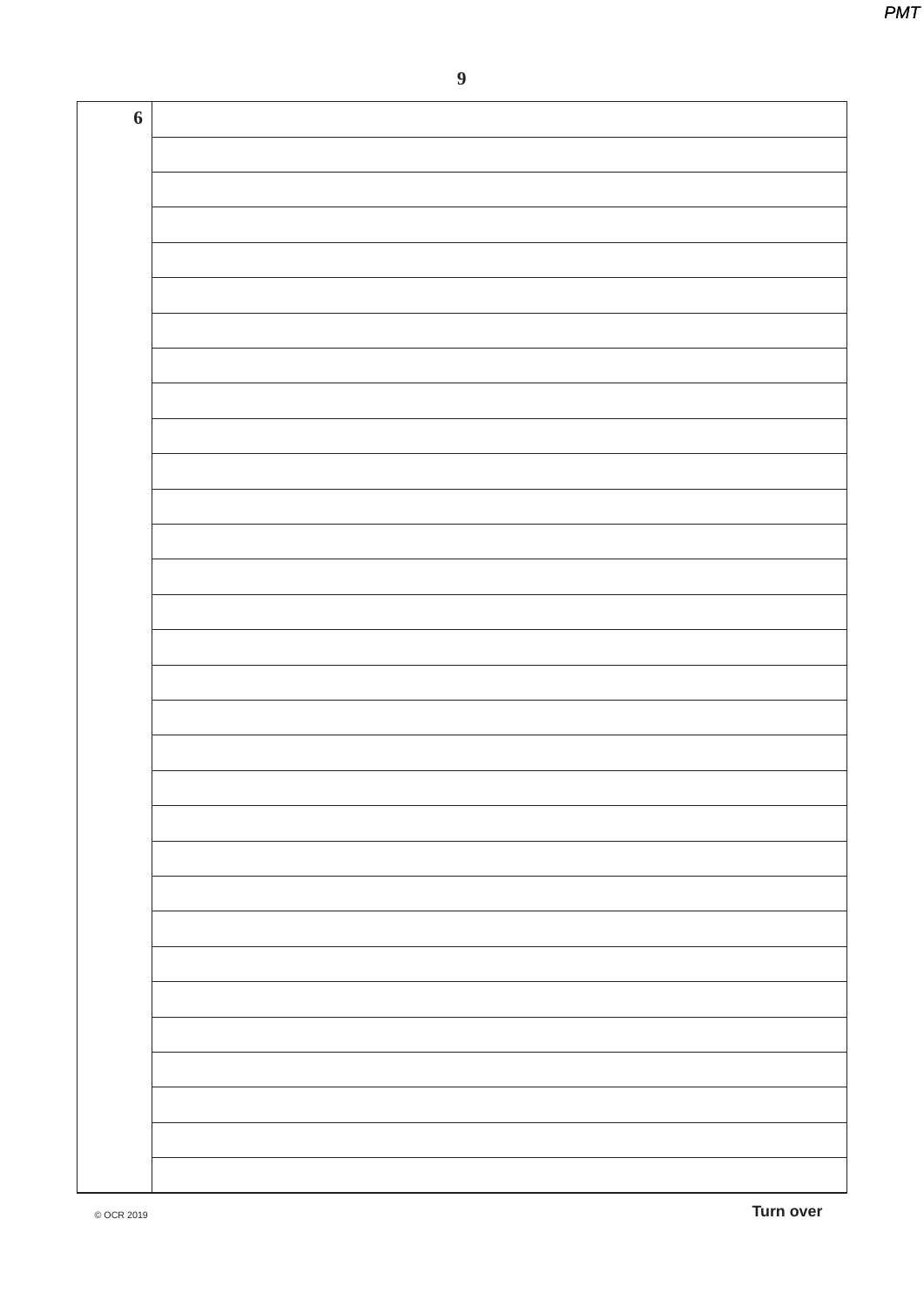| 6 | |
|---|---|
| | |
| | |
| | |
| | |
| | |
| | |
| | |
| | |
| | |
| | |
| | |
| | |
| | |
| | |
| | |
| | |
| | |
| | |
| | |
| | |
| | |
| | |
| | |
| | |
| | |
| | |
| | |
| | |
| | |
| | |

Turn over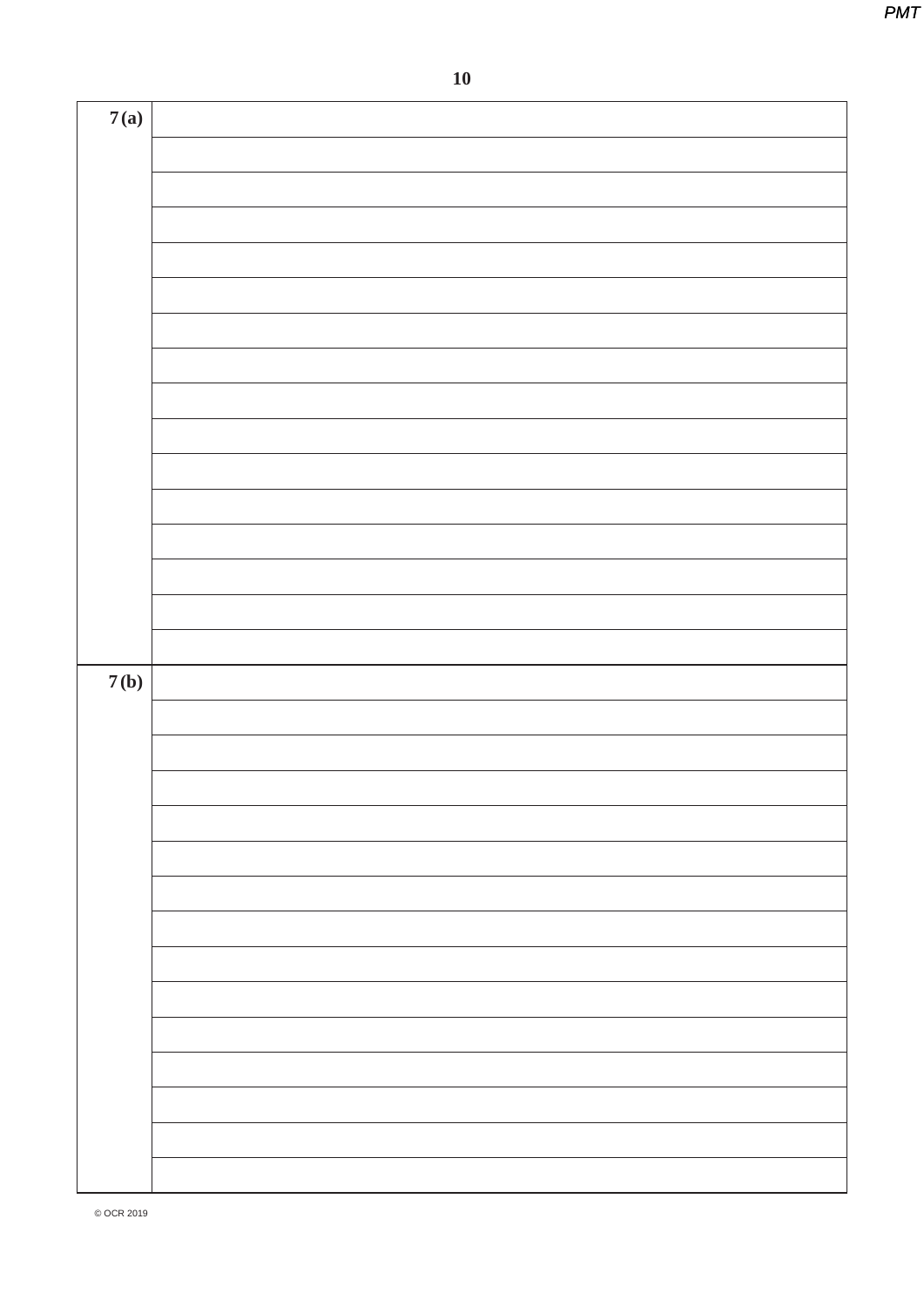| | |
|---|---|
| 7(a) | |
| | |
| | |
| | |
| | |
| | |
| | |
| | |
| | |
| | |
| | |
| | |
| | |
| | |
| | |
| | |
| 7(b) | |
| | |
| | |
| | |
| | |
| | |
| | |
| | |
| | |
| | |
| | |
| | |
| | |
| | |
| | |

© OCR 2019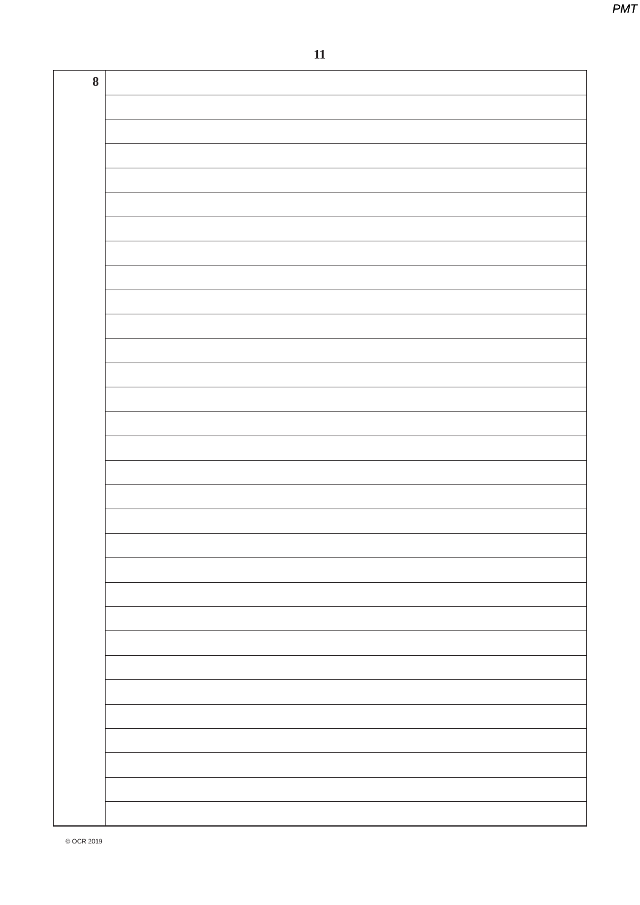| 8 | |
|---|---|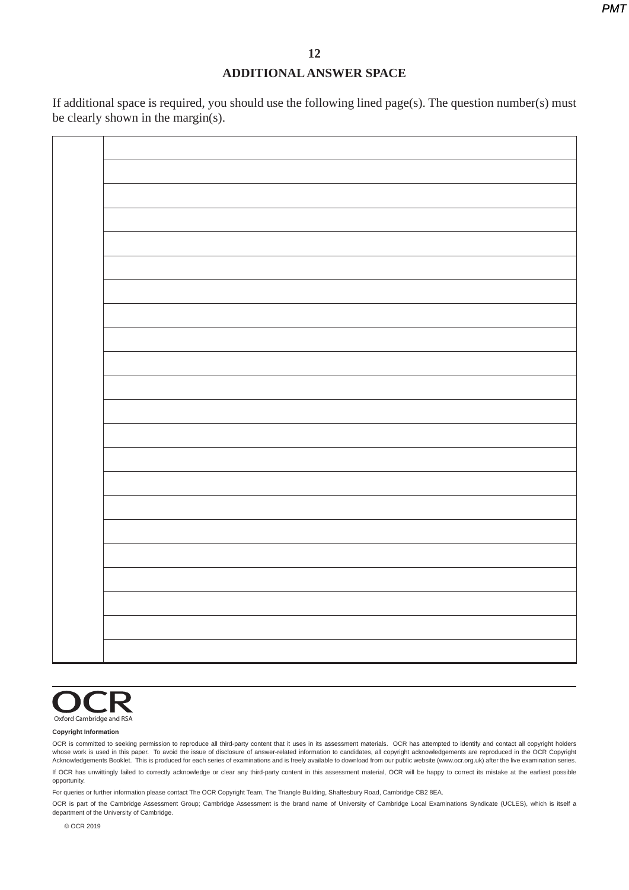## ADDITIONAL ANSWER SPACE

If additional space is required, you should use the following lined page(s). The question number(s) must be clearly shown in the margin(s).

OCR
Oxford Cambridge and RSA

**Copyright Information**

OCR is committed to seeking permission to reproduce all third-party content that it uses in its assessment materials. OCR has attempted to identify and contact all copyright holders whose work is used in this paper. To avoid the issue of disclosure of answer-related information to candidates, all copyright acknowledgements are reproduced in the OCR Copyright Acknowledgements Booklet. This is produced for each series of examinations and is freely available to download from our public website (www.ocr.org.uk) after the live examination series.

If OCR has unwittingly failed to correctly acknowledge or clear any third-party content in this assessment material, OCR will be happy to correct its mistake at the earliest possible opportunity.

For queries or further information please contact The OCR Copyright Team, The Triangle Building, Shaftesbury Road, Cambridge CB2 8EA.

OCR is part of the Cambridge Assessment Group; Cambridge Assessment is the brand name of University of Cambridge Local Examinations Syndicate (UCLES), which is itself a department of the University of Cambridge.

© OCR 2019